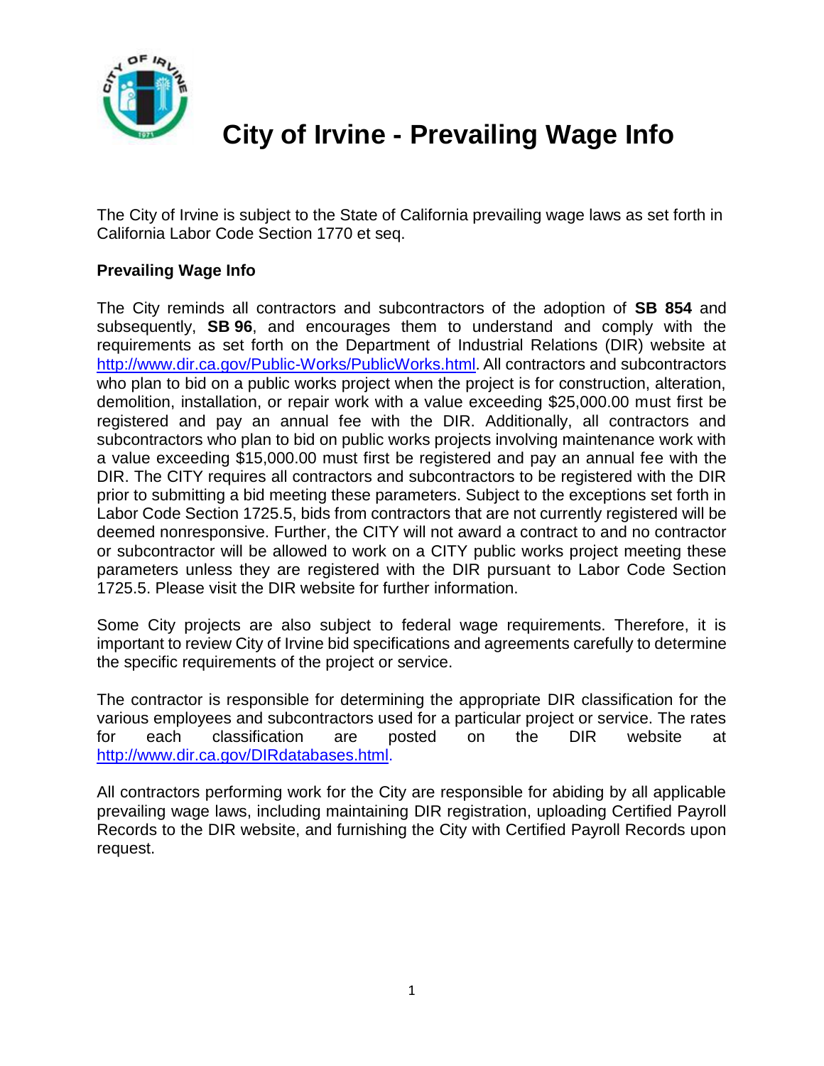# City of Irvine - Prevailing Wage Info

The City of Irvine is subject to the State of California prevailing wage laws as set forth in California Labor Code Section 1770 et seq.

**Prevailing Wage Info**

The City reminds all contractors and subcontractors of the adoption of **SB 854** and subsequently, **SB 96**, and encourages them to understand and comply with the requirements as set forth on the Department of Industrial Relations (DIR) website at http://www.dir.ca.gov/Public-Works/PublicWorks.html. All contractors and subcontractors who plan to bid on a public works project when the project is for construction, alteration, demolition, installation, or repair work with a value exceeding $25,000.00 must first be registered and pay an annual fee with the DIR. Additionally, all contractors and subcontractors who plan to bid on public works projects involving maintenance work with a value exceeding $15,000.00 must first be registered and pay an annual fee with the DIR. The CITY requires all contractors and subcontractors to be registered with the DIR prior to submitting a bid meeting these parameters. Subject to the exceptions set forth in Labor Code Section 1725.5, bids from contractors that are not currently registered will be deemed nonresponsive. Further, the CITY will not award a contract to and no contractor or subcontractor will be allowed to work on a CITY public works project meeting these parameters unless they are registered with the DIR pursuant to Labor Code Section 1725.5. Please visit the DIR website for further information.

Some City projects are also subject to federal wage requirements. Therefore, it is important to review City of Irvine bid specifications and agreements carefully to determine the specific requirements of the project or service.

The contractor is responsible for determining the appropriate DIR classification for the various employees and subcontractors used for a particular project or service. The rates for each classification are posted on the DIR website at http://www.dir.ca.gov/DIRdatabases.html.

All contractors performing work for the City are responsible for abiding by all applicable prevailing wage laws, including maintaining DIR registration, uploading Certified Payroll Records to the DIR website, and furnishing the City with Certified Payroll Records upon request.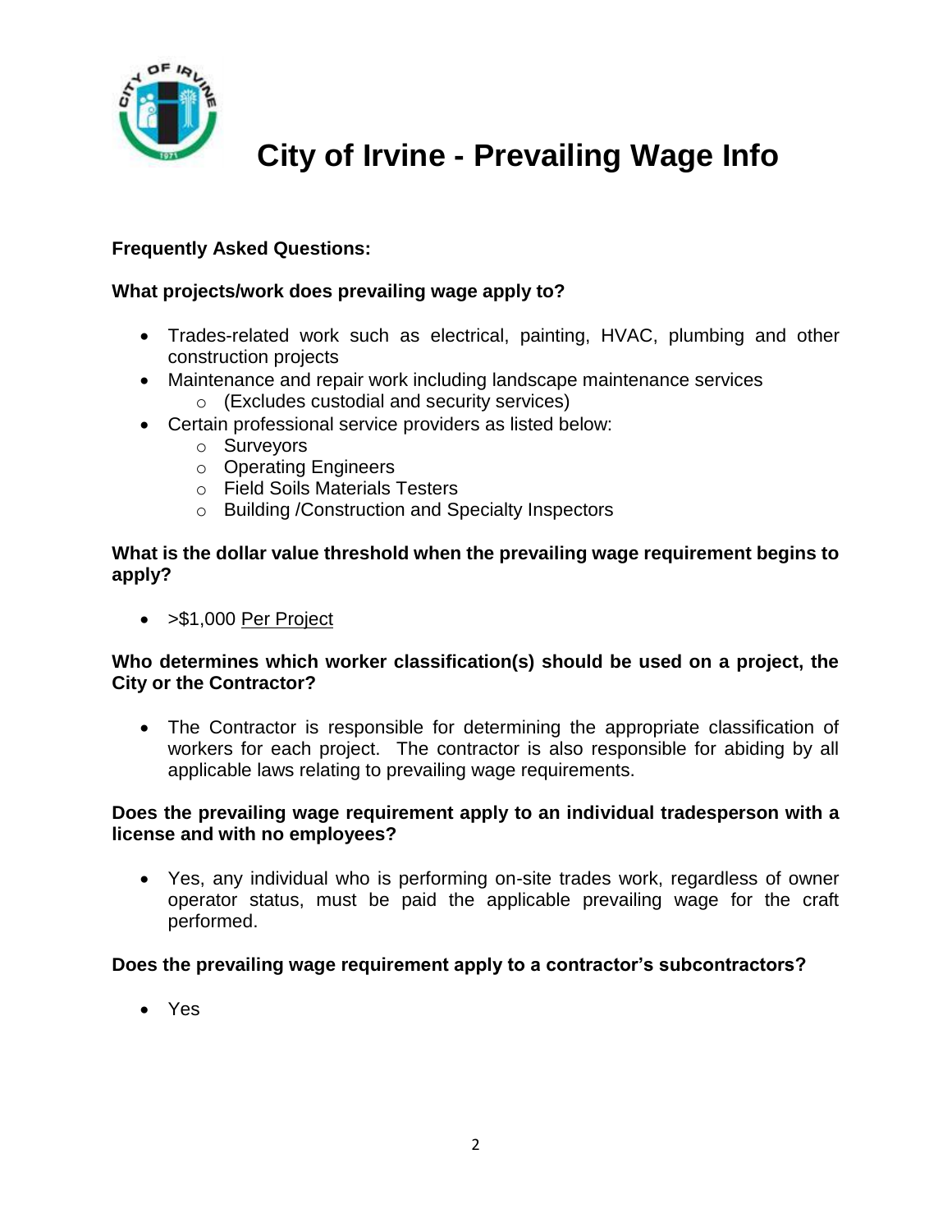# City of Irvine - Prevailing Wage Info

**Frequently Asked Questions:**

**What projects/work does prevailing wage apply to?**

- Trades-related work such as electrical, painting, HVAC, plumbing and other construction projects
- Maintenance and repair work including landscape maintenance services
  - (Excludes custodial and security services)
- Certain professional service providers as listed below:
  - Surveyors
  - Operating Engineers
  - Field Soils Materials Testers
  - Building /Construction and Specialty Inspectors

**What is the dollar value threshold when the prevailing wage requirement begins to apply?**

- >$1,000 <u>Per Project</u>

**Who determines which worker classification(s) should be used on a project, the City or the Contractor?**

- The Contractor is responsible for determining the appropriate classification of workers for each project. The contractor is also responsible for abiding by all applicable laws relating to prevailing wage requirements.

**Does the prevailing wage requirement apply to an individual tradesperson with a license and with no employees?**

- Yes, any individual who is performing on-site trades work, regardless of owner operator status, must be paid the applicable prevailing wage for the craft performed.

**Does the prevailing wage requirement apply to a contractor's subcontractors?**

- Yes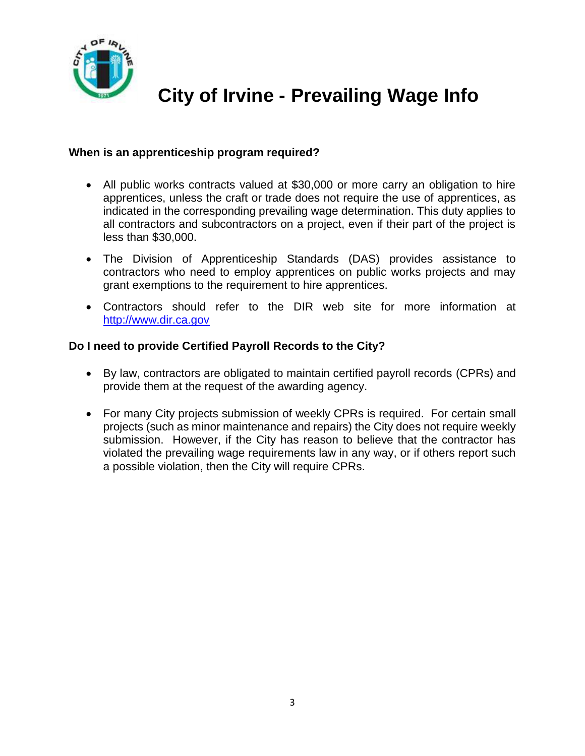# City of Irvine - Prevailing Wage Info

**When is an apprenticeship program required?**

- All public works contracts valued at $30,000 or more carry an obligation to hire apprentices, unless the craft or trade does not require the use of apprentices, as indicated in the corresponding prevailing wage determination. This duty applies to all contractors and subcontractors on a project, even if their part of the project is less than $30,000.
- The Division of Apprenticeship Standards (DAS) provides assistance to contractors who need to employ apprentices on public works projects and may grant exemptions to the requirement to hire apprentices.
- Contractors should refer to the DIR web site for more information at [http://www.dir.ca.gov](http://www.dir.ca.gov)

**Do I need to provide Certified Payroll Records to the City?**

- By law, contractors are obligated to maintain certified payroll records (CPRs) and provide them at the request of the awarding agency.
- For many City projects submission of weekly CPRs is required. For certain small projects (such as minor maintenance and repairs) the City does not require weekly submission. However, if the City has reason to believe that the contractor has violated the prevailing wage requirements law in any way, or if others report such a possible violation, then the City will require CPRs.